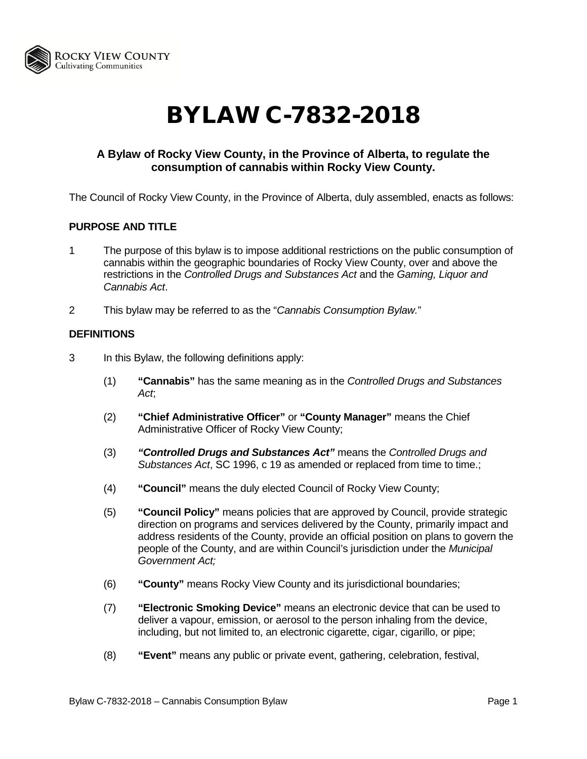# BYLAW C-7832-2018

### A Bylaw of Rocky View County, in the Province of Alberta, to regulate the consumption of cannabis within Rocky View County.

The Council of Rocky View County, in the Province of Alberta, duly assembled, enacts as follows:

**PURPOSE AND TITLE**

1 The purpose of this bylaw is to impose additional restrictions on the public consumption of cannabis within the geographic boundaries of Rocky View County, over and above the restrictions in the *Controlled Drugs and Substances Act* and the *Gaming, Liquor and Cannabis Act*.

2 This bylaw may be referred to as the "*Cannabis Consumption Bylaw.*"

**DEFINITIONS**

3 In this Bylaw, the following definitions apply:

(1) **"Cannabis"** has the same meaning as in the *Controlled Drugs and Substances Act*;

(2) **"Chief Administrative Officer"** or **"County Manager"** means the Chief Administrative Officer of Rocky View County;

(3) ***"Controlled Drugs and Substances Act"*** means the *Controlled Drugs and Substances Act*, SC 1996, c 19 as amended or replaced from time to time.;

(4) **"Council"** means the duly elected Council of Rocky View County;

(5) **"Council Policy"** means policies that are approved by Council, provide strategic direction on programs and services delivered by the County, primarily impact and address residents of the County, provide an official position on plans to govern the people of the County, and are within Council's jurisdiction under the *Municipal Government Act;*

(6) **"County"** means Rocky View County and its jurisdictional boundaries;

(7) **"Electronic Smoking Device"** means an electronic device that can be used to deliver a vapour, emission, or aerosol to the person inhaling from the device, including, but not limited to, an electronic cigarette, cigar, cigarillo, or pipe;

(8) **"Event"** means any public or private event, gathering, celebration, festival,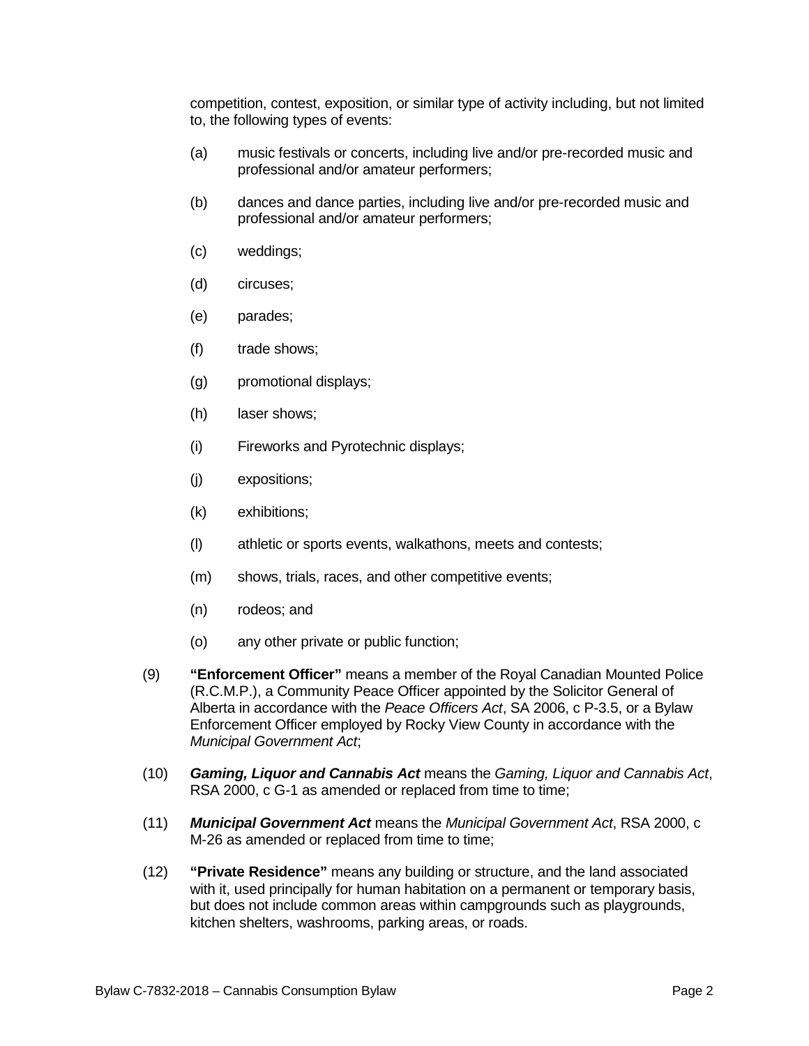competition, contest, exposition, or similar type of activity including, but not limited to, the following types of events:

(a) music festivals or concerts, including live and/or pre-recorded music and professional and/or amateur performers;

(b) dances and dance parties, including live and/or pre-recorded music and professional and/or amateur performers;

(c) weddings;

(d) circuses;

(e) parades;

(f) trade shows;

(g) promotional displays;

(h) laser shows;

(i) Fireworks and Pyrotechnic displays;

(j) expositions;

(k) exhibitions;

(l) athletic or sports events, walkathons, meets and contests;

(m) shows, trials, races, and other competitive events;

(n) rodeos; and

(o) any other private or public function;

(9) **"Enforcement Officer"** means a member of the Royal Canadian Mounted Police (R.C.M.P.), a Community Peace Officer appointed by the Solicitor General of Alberta in accordance with the *Peace Officers Act*, SA 2006, c P-3.5, or a Bylaw Enforcement Officer employed by Rocky View County in accordance with the *Municipal Government Act*;

(10) ***Gaming, Liquor and Cannabis Act*** means the *Gaming, Liquor and Cannabis Act*, RSA 2000, c G-1 as amended or replaced from time to time;

(11) ***Municipal Government Act*** means the *Municipal Government Act*, RSA 2000, c M-26 as amended or replaced from time to time;

(12) **"Private Residence"** means any building or structure, and the land associated with it, used principally for human habitation on a permanent or temporary basis, but does not include common areas within campgrounds such as playgrounds, kitchen shelters, washrooms, parking areas, or roads.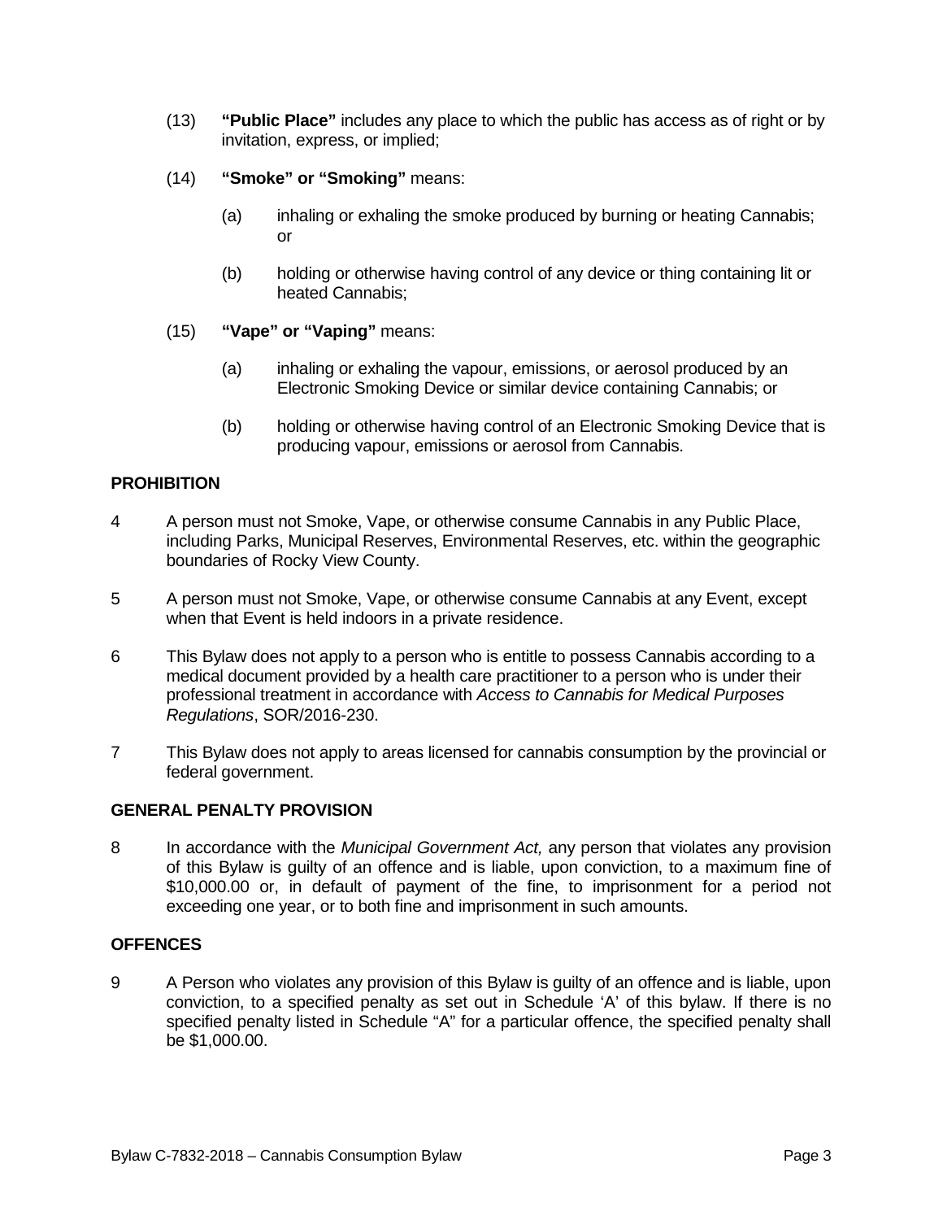(13) **"Public Place"** includes any place to which the public has access as of right or by invitation, express, or implied;

(14) **"Smoke" or "Smoking"** means:

(a) inhaling or exhaling the smoke produced by burning or heating Cannabis; or

(b) holding or otherwise having control of any device or thing containing lit or heated Cannabis;

(15) **"Vape" or "Vaping"** means:

(a) inhaling or exhaling the vapour, emissions, or aerosol produced by an Electronic Smoking Device or similar device containing Cannabis; or

(b) holding or otherwise having control of an Electronic Smoking Device that is producing vapour, emissions or aerosol from Cannabis.

## PROHIBITION

4 A person must not Smoke, Vape, or otherwise consume Cannabis in any Public Place, including Parks, Municipal Reserves, Environmental Reserves, etc. within the geographic boundaries of Rocky View County.

5 A person must not Smoke, Vape, or otherwise consume Cannabis at any Event, except when that Event is held indoors in a private residence.

6 This Bylaw does not apply to a person who is entitle to possess Cannabis according to a medical document provided by a health care practitioner to a person who is under their professional treatment in accordance with *Access to Cannabis for Medical Purposes Regulations*, SOR/2016-230.

7 This Bylaw does not apply to areas licensed for cannabis consumption by the provincial or federal government.

## GENERAL PENALTY PROVISION

8 In accordance with the *Municipal Government Act,* any person that violates any provision of this Bylaw is guilty of an offence and is liable, upon conviction, to a maximum fine of $10,000.00 or, in default of payment of the fine, to imprisonment for a period not exceeding one year, or to both fine and imprisonment in such amounts.

## OFFENCES

9 A Person who violates any provision of this Bylaw is guilty of an offence and is liable, upon conviction, to a specified penalty as set out in Schedule 'A' of this bylaw. If there is no specified penalty listed in Schedule "A" for a particular offence, the specified penalty shall be $1,000.00.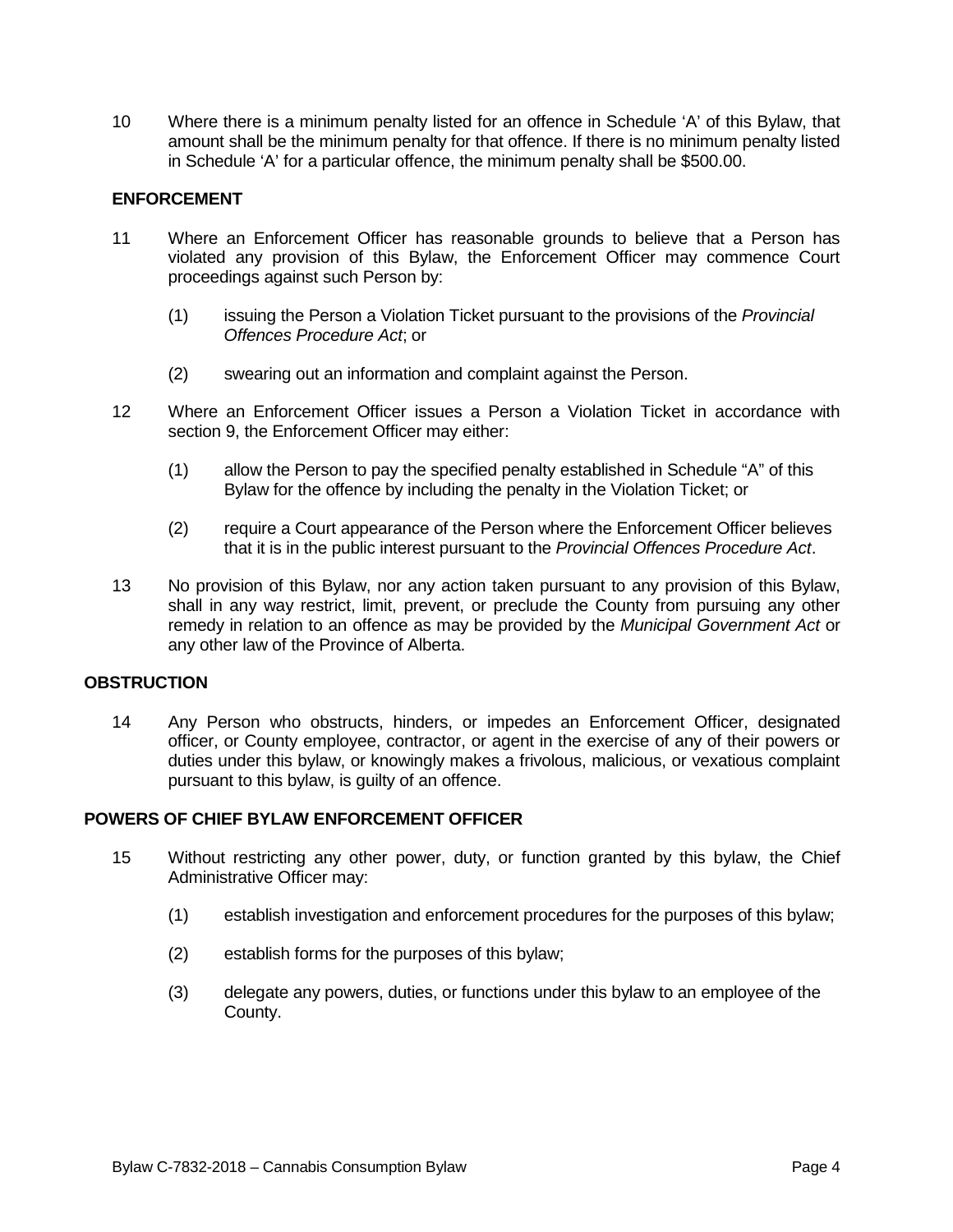10 Where there is a minimum penalty listed for an offence in Schedule 'A' of this Bylaw, that amount shall be the minimum penalty for that offence. If there is no minimum penalty listed in Schedule 'A' for a particular offence, the minimum penalty shall be $500.00.

### ENFORCEMENT

11 Where an Enforcement Officer has reasonable grounds to believe that a Person has violated any provision of this Bylaw, the Enforcement Officer may commence Court proceedings against such Person by:

(1) issuing the Person a Violation Ticket pursuant to the provisions of the *Provincial Offences Procedure Act*; or

(2) swearing out an information and complaint against the Person.

12 Where an Enforcement Officer issues a Person a Violation Ticket in accordance with section 9, the Enforcement Officer may either:

(1) allow the Person to pay the specified penalty established in Schedule "A" of this Bylaw for the offence by including the penalty in the Violation Ticket; or

(2) require a Court appearance of the Person where the Enforcement Officer believes that it is in the public interest pursuant to the *Provincial Offences Procedure Act*.

13 No provision of this Bylaw, nor any action taken pursuant to any provision of this Bylaw, shall in any way restrict, limit, prevent, or preclude the County from pursuing any other remedy in relation to an offence as may be provided by the *Municipal Government Act* or any other law of the Province of Alberta.

## OBSTRUCTION

14 Any Person who obstructs, hinders, or impedes an Enforcement Officer, designated officer, or County employee, contractor, or agent in the exercise of any of their powers or duties under this bylaw, or knowingly makes a frivolous, malicious, or vexatious complaint pursuant to this bylaw, is guilty of an offence.

## POWERS OF CHIEF BYLAW ENFORCEMENT OFFICER

15 Without restricting any other power, duty, or function granted by this bylaw, the Chief Administrative Officer may:

(1) establish investigation and enforcement procedures for the purposes of this bylaw;

(2) establish forms for the purposes of this bylaw;

(3) delegate any powers, duties, or functions under this bylaw to an employee of the County.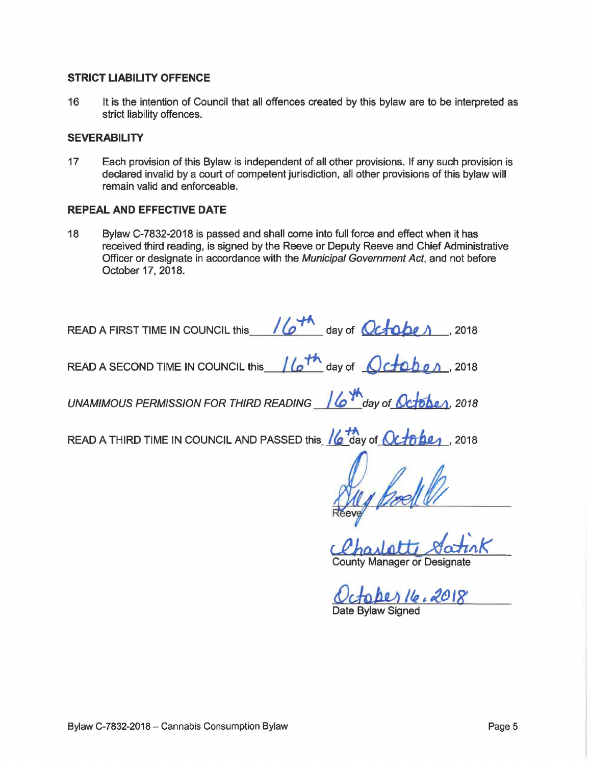**STRICT LIABILITY OFFENCE**

16 It is the intention of Council that all offences created by this bylaw are to be interpreted as strict liability offences.

**SEVERABILITY**

17 Each provision of this Bylaw is independent of all other provisions. If any such provision is declared invalid by a court of competent jurisdiction, all other provisions of this bylaw will remain valid and enforceable.

**REPEAL AND EFFECTIVE DATE**

18 Bylaw C-7832-2018 is passed and shall come into full force and effect when it has received third reading, is signed by the Reeve or Deputy Reeve and Chief Administrative Officer or designate in accordance with the *Municipal Government Act*, and not before October 17, 2018.

READ A FIRST TIME IN COUNCIL this 16th day of October, 2018

READ A SECOND TIME IN COUNCIL this 16th day of October, 2018

*UNAMIMOUS PERMISSION FOR THIRD READING 16th day of October, 2018*

READ A THIRD TIME IN COUNCIL AND PASSED this 16th day of October, 2018

Reeve

Charlotte Satink
County Manager or Designate

October 16, 2018
Date Bylaw Signed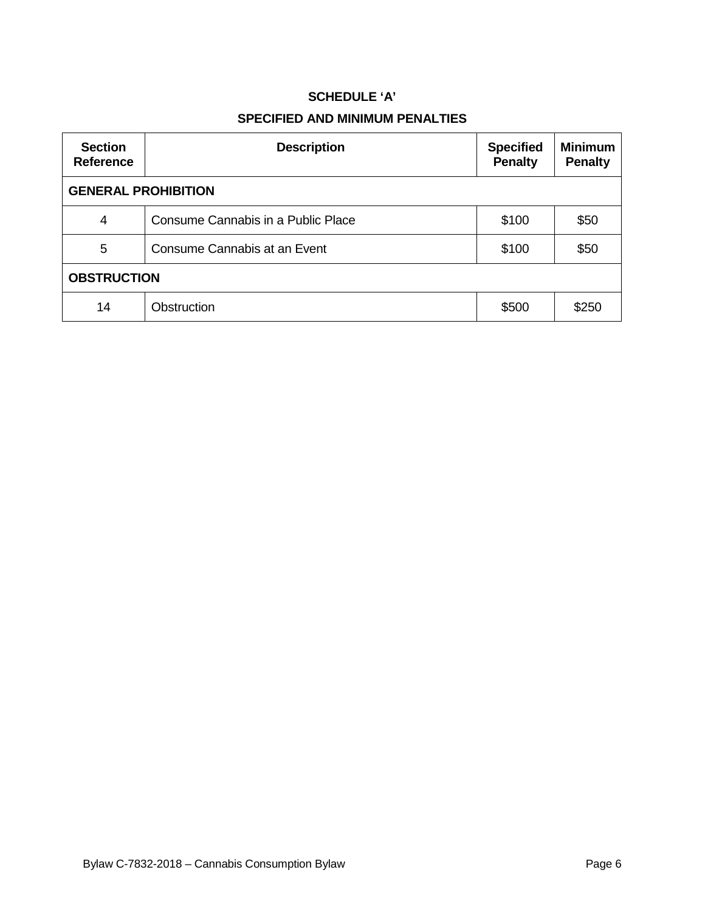## SCHEDULE 'A'

## SPECIFIED AND MINIMUM PENALTIES

| Section Reference | Description | Specified Penalty | Minimum Penalty |
|---|---|---|---|
| **GENERAL PROHIBITION** | | | |
| 4 | Consume Cannabis in a Public Place | $100 | $50 |
| 5 | Consume Cannabis at an Event | $100 | $50 |
| **OBSTRUCTION** | | | |
| 14 | Obstruction | $500 | $250 |